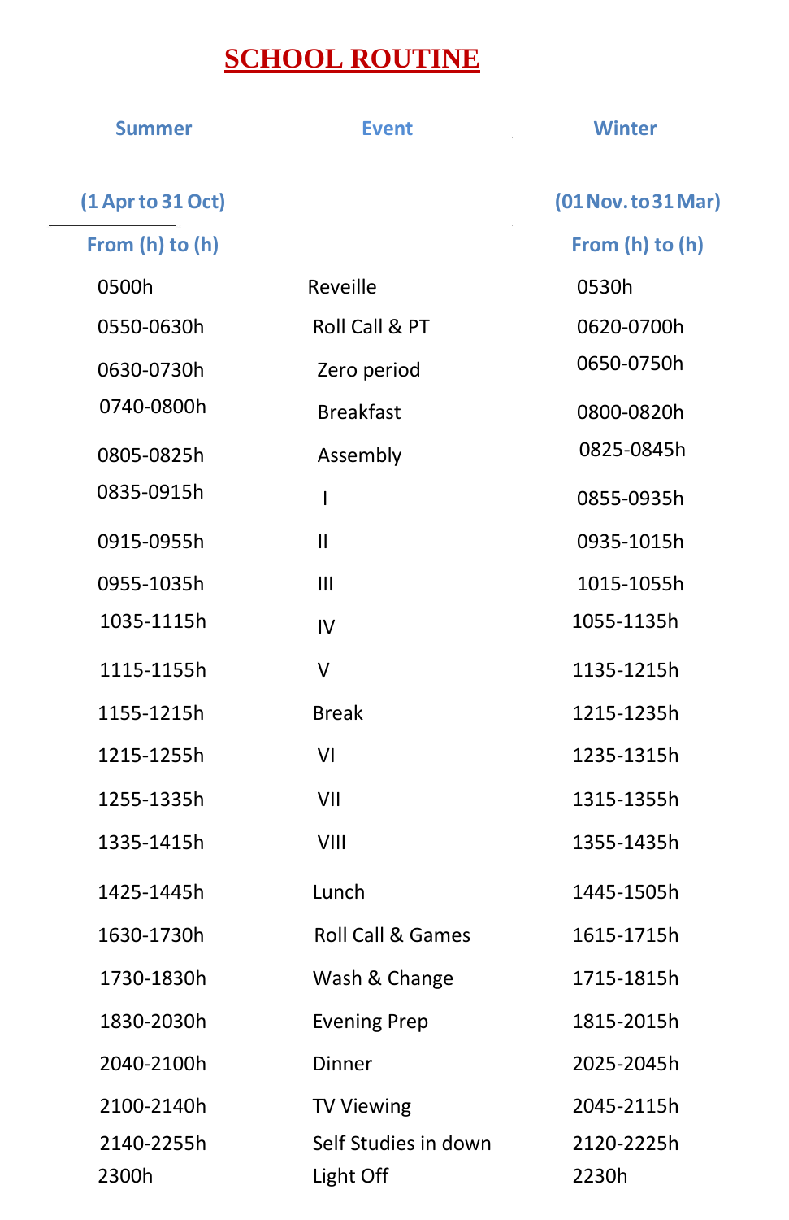# SCHOOL ROUTINE

| Summer (1 Apr to 31 Oct) From (h) to (h) | Event | Winter (01 Nov. to 31 Mar) From (h) to (h) |
|---|---|---|
| 0500h | Reveille | 0530h |
| 0550-0630h | Roll Call & PT | 0620-0700h |
| 0630-0730h | Zero period | 0650-0750h |
| 0740-0800h | Breakfast | 0800-0820h |
| 0805-0825h | Assembly | 0825-0845h |
| 0835-0915h | I | 0855-0935h |
| 0915-0955h | II | 0935-1015h |
| 0955-1035h | III | 1015-1055h |
| 1035-1115h | IV | 1055-1135h |
| 1115-1155h | V | 1135-1215h |
| 1155-1215h | Break | 1215-1235h |
| 1215-1255h | VI | 1235-1315h |
| 1255-1335h | VII | 1315-1355h |
| 1335-1415h | VIII | 1355-1435h |
| 1425-1445h | Lunch | 1445-1505h |
| 1630-1730h | Roll Call & Games | 1615-1715h |
| 1730-1830h | Wash & Change | 1715-1815h |
| 1830-2030h | Evening Prep | 1815-2015h |
| 2040-2100h | Dinner | 2025-2045h |
| 2100-2140h | TV Viewing | 2045-2115h |
| 2140-2255h | Self Studies in down | 2120-2225h |
| 2300h | Light Off | 2230h |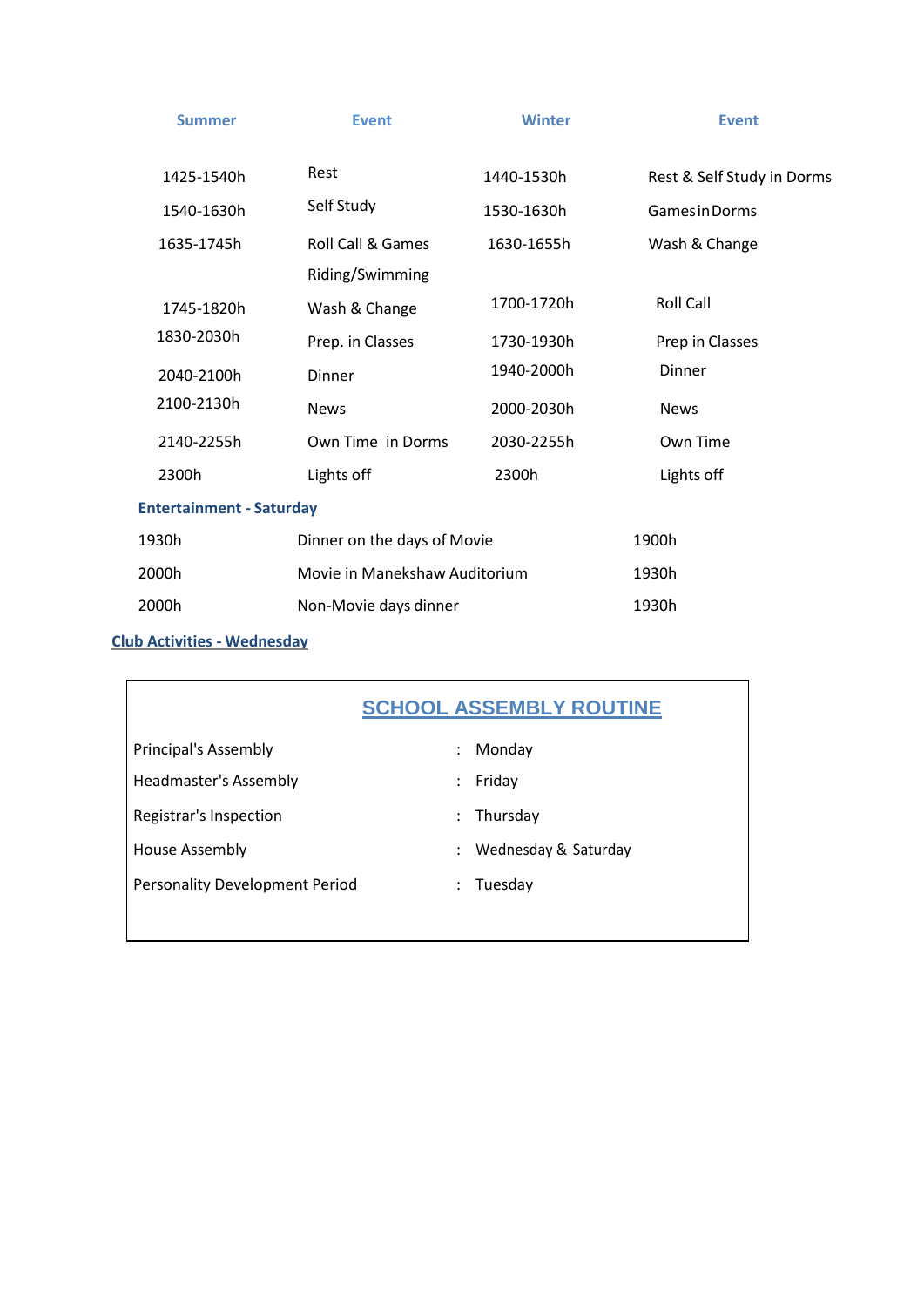| Summer | Event | Winter | Event |
|---|---|---|---|
| 1425-1540h | Rest | 1440-1530h | Rest & Self Study in Dorms |
| 1540-1630h | Self Study | 1530-1630h | Games in Dorms |
| 1635-1745h | Roll Call & Games Riding/Swimming | 1630-1655h | Wash & Change |
| 1745-1820h | Wash & Change | 1700-1720h | Roll Call |
| 1830-2030h | Prep. in Classes | 1730-1930h | Prep in Classes |
| 2040-2100h | Dinner | 1940-2000h | Dinner |
| 2100-2130h | News | 2000-2030h | News |
| 2140-2255h | Own Time in Dorms | 2030-2255h | Own Time |
| 2300h | Lights off | 2300h | Lights off |

**Entertainment - Saturday**

| | | |
|---|---|---|
| 1930h | Dinner on the days of Movie | 1900h |
| 2000h | Movie in Manekshaw Auditorium | 1930h |
| 2000h | Non-Movie days dinner | 1930h |

**Club Activities - Wednesday**

## SCHOOL ASSEMBLY ROUTINE

| | | |
|---|---|---|
| Principal's Assembly | : | Monday |
| Headmaster's Assembly | : | Friday |
| Registrar's Inspection | : | Thursday |
| House Assembly | : | Wednesday & Saturday |
| Personality Development Period | : | Tuesday |